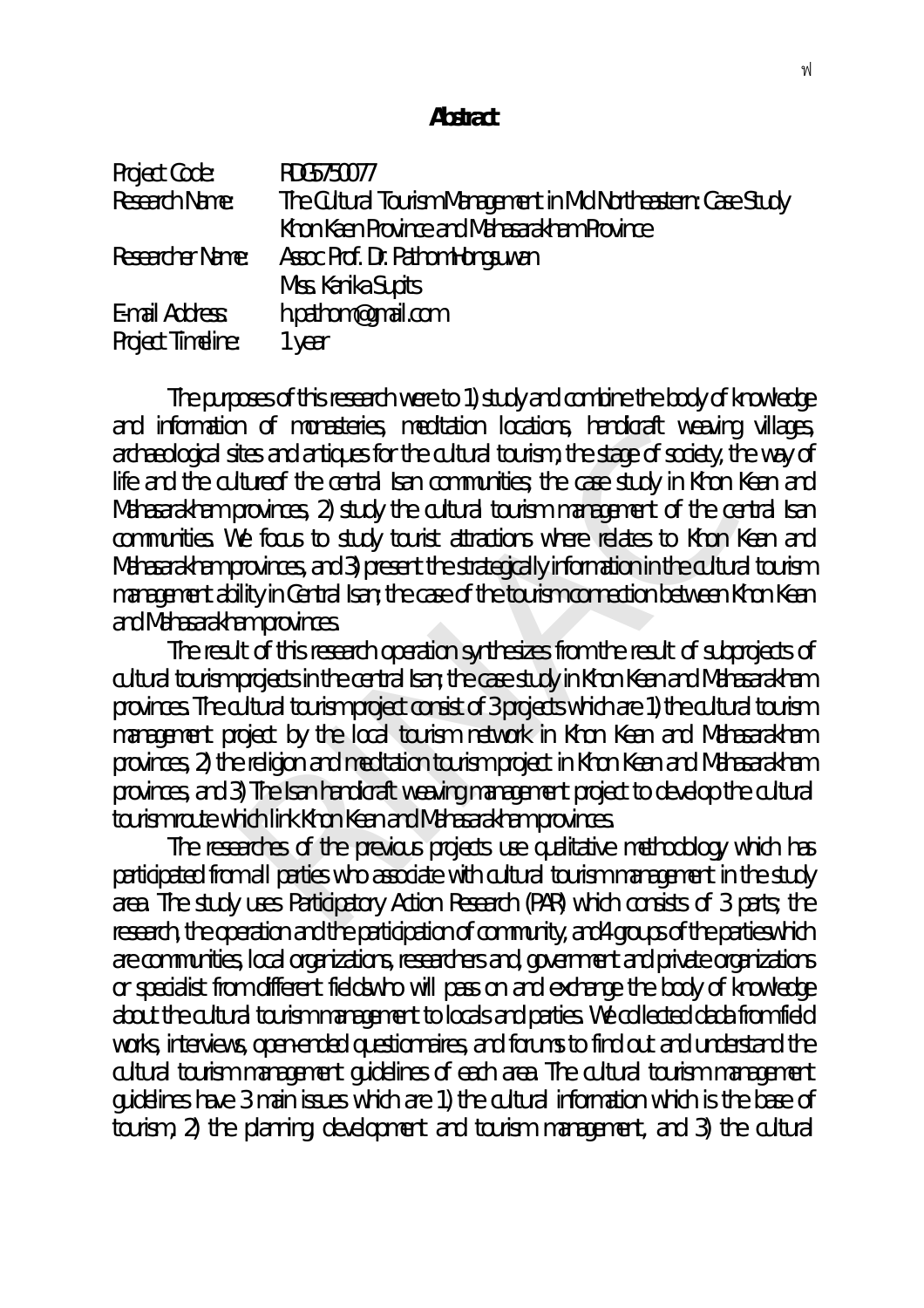# Abstract

| | |
|---|---|
| Project Code: | RDG5750077 |
| Research Name: | The Cultural Tourism Management in Mid Northeastern: Case Study Khon Kaen Province and Mahasarakham Province |
| Researcher Name: | Assoc Prof. Dr. Pathom Hongsuwan<br>Miss. Kanika Supits |
| E-mail Address: | h.pathom@gmail.com |
| Project Timeline: | 1 year |

The purposes of this research were to 1) study and combine the body of knowledge and information of monasteries, meditation locations, handicraft weaving villages, archaeological sites and antiques for the cultural tourism, the stage of society, the way of life and the cultureof the central Isan communities; the case study in Khon Kean and Mahasarakham provinces, 2) study the cultural tourism management of the central Isan communities. We focus to study tourist attractions where relates to Khon Kean and Mahasarakham provinces, and 3) present the strategically information in the cultural tourism management ability in Central Isan; the case of the tourism connection between Khon Kean and Mahasarakham provinces.

The result of this research operation synthesizes from the result of subprojects of cultural tourism projects in the central Isan; the case study in Khon Kean and Mahasarakham provinces. The cultural tourism project consist of 3 projects which are 1) the cultural tourism management project by the local tourism network in Khon Kean and Mahasarakham provinces, 2) the religion and meditation tourism project in Khon Kean and Mahasarakham provinces, and 3) The Isan handicraft weaving management project to develop the cultural tourism route which link Khon Kean and Mahasarakham provinces.

The researches of the previous projects use qualitative methodology which has participated from all parties who associate with cultural tourism management in the study area. The study uses Participatory Action Research (PAR) which consists of 3 parts; the research, the operation and the participation of community, and4 groups of the parties which are communities, local organizations, researchers and, government and private organizations or specialist from different fieldswho will pass on and exchange the body of knowledge about the cultural tourism management to locals and parties. We collected dada from field works, interviews, open-ended questionnaires, and forums to find out and understand the cultural tourism management guidelines of each area. The cultural tourism management guidelines have 3 main issues which are 1) the cultural information which is the base of tourism, 2) the planning development and tourism management, and 3) the cultural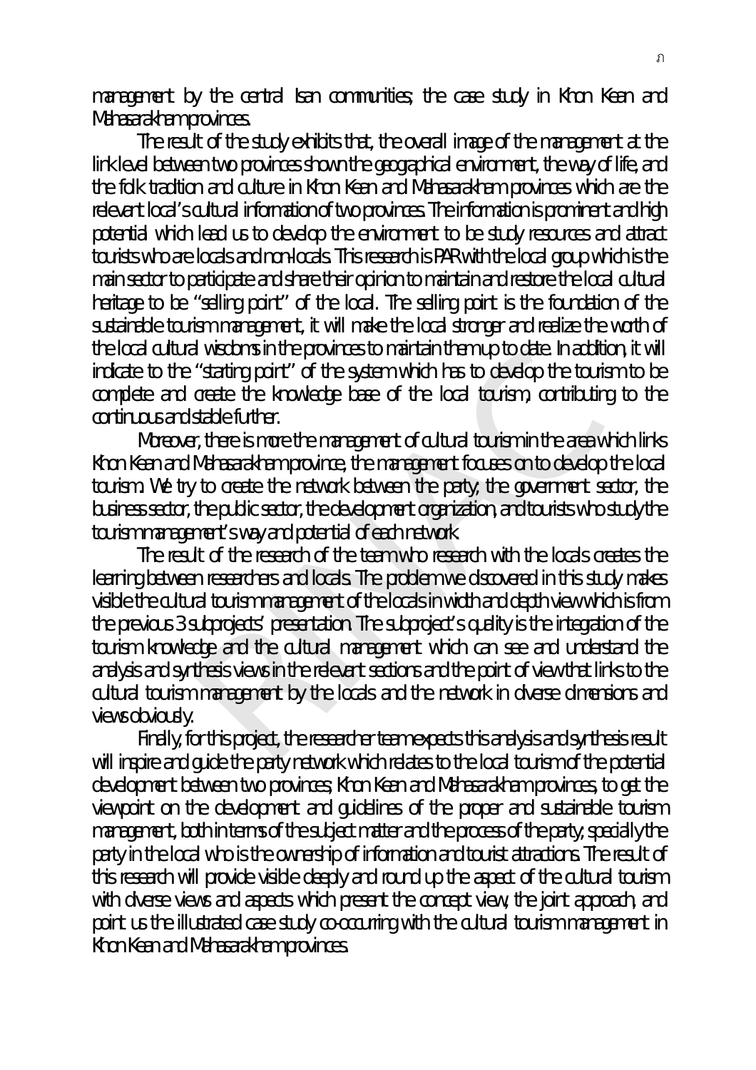management by the central Isan communities; the case study in Khon Kean and Mahasarakham provinces.

The result of the study exhibits that, the overall image of the management at the link level between two provinces shown the geographical environment, the way of life, and the folk tradition and culture in Khon Kean and Mahasarakham provinces which are the relevant local's cultural information of two provinces. The information is prominent and high potential which lead us to develop the environment to be study resources and attract tourists who are locals and non-locals. This research is PAR with the local group which is the main sector to participate and share their opinion to maintain and restore the local cultural heritage to be "selling point" of the local. The selling point is the foundation of the sustainable tourism management, it will make the local stronger and realize the worth of the local cultural wisdoms in the provinces to maintain them up to date. In addition, it will indicate to the "starting point" of the system which has to develop the tourism to be complete and create the knowledge base of the local tourism, contributing to the continuous and stable further.

Moreover, there is more the management of cultural tourism in the area which links Khon Kean and Mahasarakham province, the management focuses on to develop the local tourism. We try to create the network between the party; the government sector, the business sector, the public sector, the development organization, and tourists who study the tourism management's way and potential of each network.

The result of the research of the team who research with the locals creates the learning between researchers and locals. The problem we discovered in this study makes visible the cultural tourism management of the locals in width and depth view which is from the previous 3 subprojects' presentation. The subproject's quality is the integration of the tourism knowledge and the cultural management which can see and understand the analysis and synthesis views in the relevant sections and the point of view that links to the cultural tourism management by the locals and the network in diverse dimensions and views obviously.

Finally, for this project, the researcher team expects this analysis and synthesis result will inspire and guide the party network which relates to the local tourism of the potential development between two provinces; Khon Kean and Mahasarakham provinces, to get the viewpoint on the development and guidelines of the proper and sustainable tourism management, both in terms of the subject matter and the process of the party; specially the party in the local who is the ownership of information and tourist attractions. The result of this research will provide visible deeply and round up the aspect of the cultural tourism with diverse views and aspects which present the concept view, the joint approach, and point us the illustrated case study co-occurring with the cultural tourism management in Khon Kean and Mahasarakham provinces.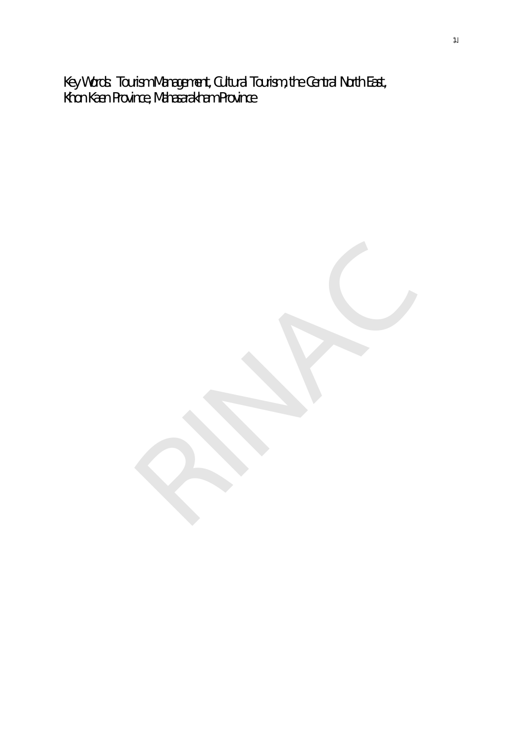Key Words: Tourism Management, Cultural Tourism, the Central North East, Khon Kaen Province, Mahasarakham Province